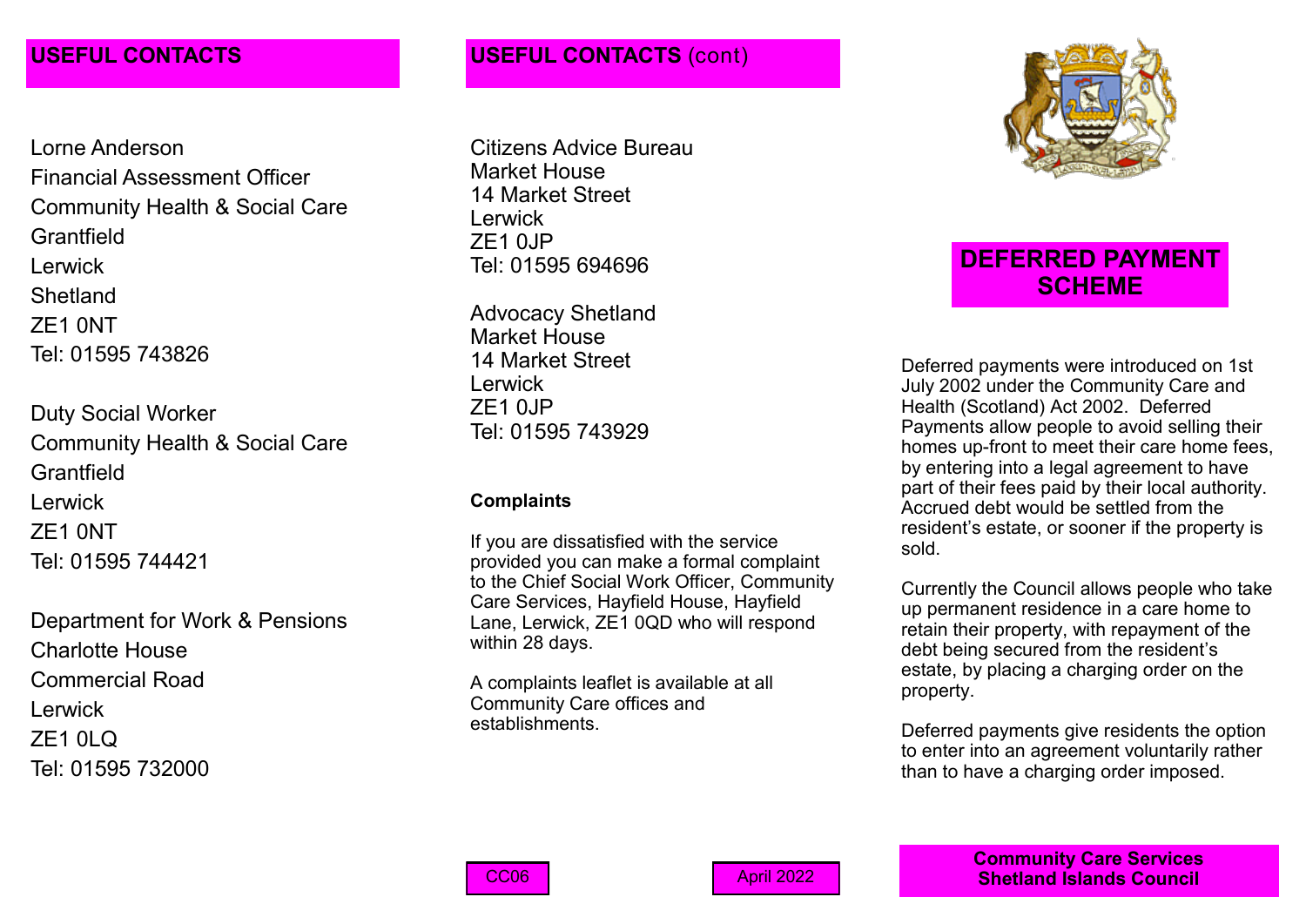## USEFUL CONTACTS

Lorne Anderson
Financial Assessment Officer
Community Health & Social Care
Grantfield
Lerwick
Shetland
ZE1 0NT
Tel: 01595 743826

Duty Social Worker
Community Health & Social Care
Grantfield
Lerwick
ZE1 0NT
Tel: 01595 744421

Department for Work & Pensions
Charlotte House
Commercial Road
Lerwick
ZE1 0LQ
Tel: 01595 732000

## USEFUL CONTACTS (cont)

Citizens Advice Bureau
Market House
14 Market Street
Lerwick
ZE1 0JP
Tel: 01595 694696

Advocacy Shetland
Market House
14 Market Street
Lerwick
ZE1 0JP
Tel: 01595 743929

**Complaints**

If you are dissatisfied with the service provided you can make a formal complaint to the Chief Social Work Officer, Community Care Services, Hayfield House, Hayfield Lane, Lerwick, ZE1 0QD who will respond within 28 days.

A complaints leaflet is available at all Community Care offices and establishments.

CC06

April 2022

# DEFERRED PAYMENT SCHEME

Deferred payments were introduced on 1st July 2002 under the Community Care and Health (Scotland) Act 2002. Deferred Payments allow people to avoid selling their homes up-front to meet their care home fees, by entering into a legal agreement to have part of their fees paid by their local authority. Accrued debt would be settled from the resident's estate, or sooner if the property is sold.

Currently the Council allows people who take up permanent residence in a care home to retain their property, with repayment of the debt being secured from the resident's estate, by placing a charging order on the property.

Deferred payments give residents the option to enter into an agreement voluntarily rather than to have a charging order imposed.

**Community Care Services**
**Shetland Islands Council**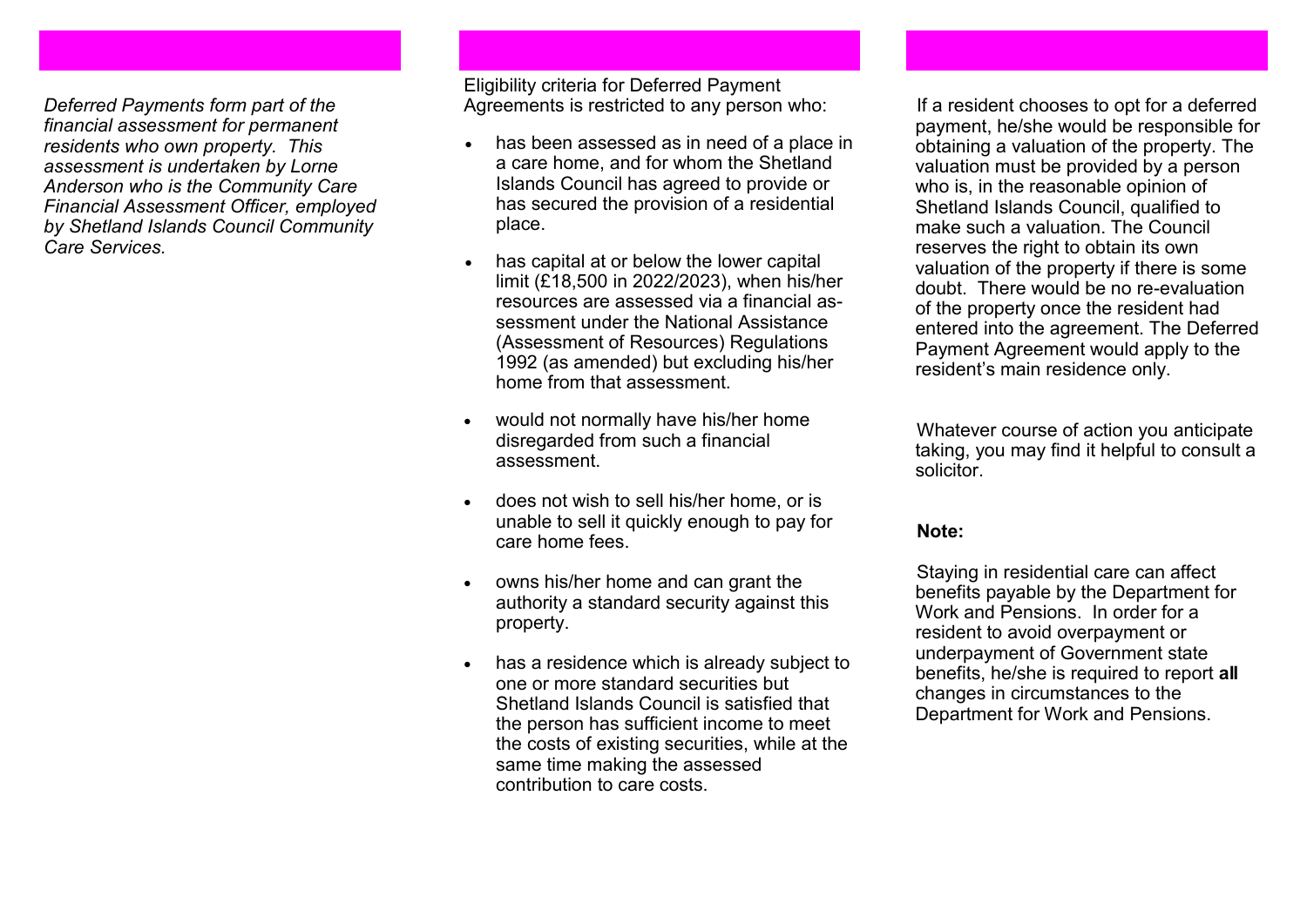*Deferred Payments form part of the financial assessment for permanent residents who own property. This assessment is undertaken by Lorne Anderson who is the Community Care Financial Assessment Officer, employed by Shetland Islands Council Community Care Services.*

Eligibility criteria for Deferred Payment Agreements is restricted to any person who:

- has been assessed as in need of a place in a care home, and for whom the Shetland Islands Council has agreed to provide or has secured the provision of a residential place.
- has capital at or below the lower capital limit (£18,500 in 2022/2023), when his/her resources are assessed via a financial assessment under the National Assistance (Assessment of Resources) Regulations 1992 (as amended) but excluding his/her home from that assessment.
- would not normally have his/her home disregarded from such a financial assessment.
- does not wish to sell his/her home, or is unable to sell it quickly enough to pay for care home fees.
- owns his/her home and can grant the authority a standard security against this property.
- has a residence which is already subject to one or more standard securities but Shetland Islands Council is satisfied that the person has sufficient income to meet the costs of existing securities, while at the same time making the assessed contribution to care costs.

If a resident chooses to opt for a deferred payment, he/she would be responsible for obtaining a valuation of the property. The valuation must be provided by a person who is, in the reasonable opinion of Shetland Islands Council, qualified to make such a valuation. The Council reserves the right to obtain its own valuation of the property if there is some doubt. There would be no re-evaluation of the property once the resident had entered into the agreement. The Deferred Payment Agreement would apply to the resident's main residence only.

Whatever course of action you anticipate taking, you may find it helpful to consult a solicitor.

**Note:**

Staying in residential care can affect benefits payable by the Department for Work and Pensions. In order for a resident to avoid overpayment or underpayment of Government state benefits, he/she is required to report **all** changes in circumstances to the Department for Work and Pensions.